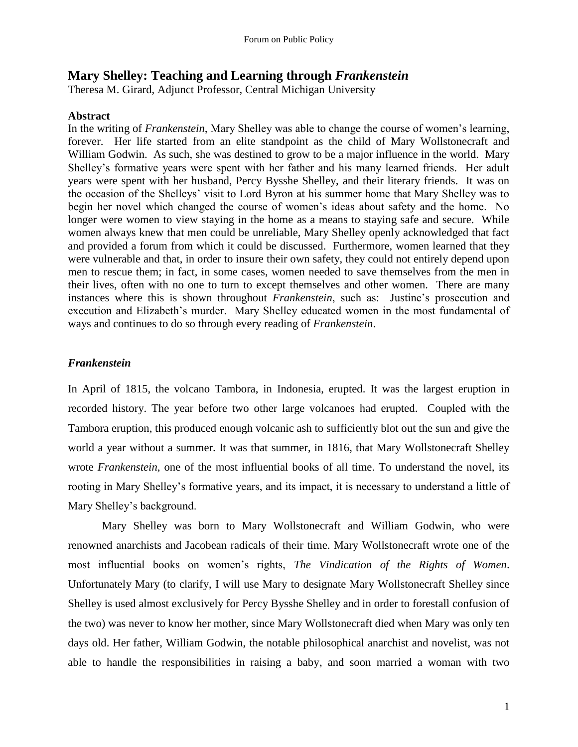# Mary Shelley: Teaching and Learning through *Frankenstein*

Theresa M. Girard, Adjunct Professor, Central Michigan University

## Abstract

In the writing of *Frankenstein*, Mary Shelley was able to change the course of women's learning, forever. Her life started from an elite standpoint as the child of Mary Wollstonecraft and William Godwin. As such, she was destined to grow to be a major influence in the world. Mary Shelley's formative years were spent with her father and his many learned friends. Her adult years were spent with her husband, Percy Bysshe Shelley, and their literary friends. It was on the occasion of the Shelleys' visit to Lord Byron at his summer home that Mary Shelley was to begin her novel which changed the course of women's ideas about safety and the home. No longer were women to view staying in the home as a means to staying safe and secure. While women always knew that men could be unreliable, Mary Shelley openly acknowledged that fact and provided a forum from which it could be discussed. Furthermore, women learned that they were vulnerable and that, in order to insure their own safety, they could not entirely depend upon men to rescue them; in fact, in some cases, women needed to save themselves from the men in their lives, often with no one to turn to except themselves and other women. There are many instances where this is shown throughout *Frankenstein*, such as: Justine's prosecution and execution and Elizabeth's murder. Mary Shelley educated women in the most fundamental of ways and continues to do so through every reading of *Frankenstein*.

## *Frankenstein*

In April of 1815, the volcano Tambora, in Indonesia, erupted. It was the largest eruption in recorded history. The year before two other large volcanoes had erupted. Coupled with the Tambora eruption, this produced enough volcanic ash to sufficiently blot out the sun and give the world a year without a summer. It was that summer, in 1816, that Mary Wollstonecraft Shelley wrote *Frankenstein*, one of the most influential books of all time. To understand the novel, its rooting in Mary Shelley's formative years, and its impact, it is necessary to understand a little of Mary Shelley's background.

Mary Shelley was born to Mary Wollstonecraft and William Godwin, who were renowned anarchists and Jacobean radicals of their time. Mary Wollstonecraft wrote one of the most influential books on women's rights, *The Vindication of the Rights of Women*. Unfortunately Mary (to clarify, I will use Mary to designate Mary Wollstonecraft Shelley since Shelley is used almost exclusively for Percy Bysshe Shelley and in order to forestall confusion of the two) was never to know her mother, since Mary Wollstonecraft died when Mary was only ten days old. Her father, William Godwin, the notable philosophical anarchist and novelist, was not able to handle the responsibilities in raising a baby, and soon married a woman with two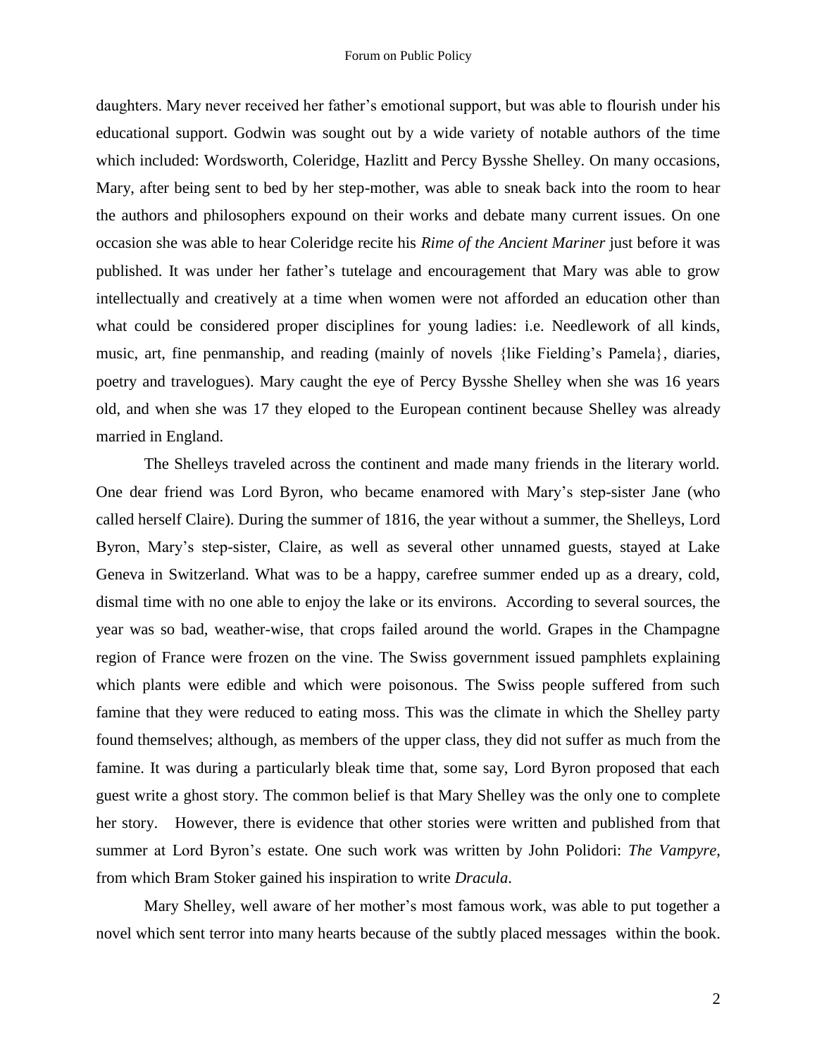daughters. Mary never received her father's emotional support, but was able to flourish under his educational support. Godwin was sought out by a wide variety of notable authors of the time which included: Wordsworth, Coleridge, Hazlitt and Percy Bysshe Shelley. On many occasions, Mary, after being sent to bed by her step-mother, was able to sneak back into the room to hear the authors and philosophers expound on their works and debate many current issues. On one occasion she was able to hear Coleridge recite his *Rime of the Ancient Mariner* just before it was published. It was under her father's tutelage and encouragement that Mary was able to grow intellectually and creatively at a time when women were not afforded an education other than what could be considered proper disciplines for young ladies: i.e. Needlework of all kinds, music, art, fine penmanship, and reading (mainly of novels {like Fielding's Pamela}, diaries, poetry and travelogues). Mary caught the eye of Percy Bysshe Shelley when she was 16 years old, and when she was 17 they eloped to the European continent because Shelley was already married in England.

The Shelleys traveled across the continent and made many friends in the literary world. One dear friend was Lord Byron, who became enamored with Mary's step-sister Jane (who called herself Claire). During the summer of 1816, the year without a summer, the Shelleys, Lord Byron, Mary's step-sister, Claire, as well as several other unnamed guests, stayed at Lake Geneva in Switzerland. What was to be a happy, carefree summer ended up as a dreary, cold, dismal time with no one able to enjoy the lake or its environs. According to several sources, the year was so bad, weather-wise, that crops failed around the world. Grapes in the Champagne region of France were frozen on the vine. The Swiss government issued pamphlets explaining which plants were edible and which were poisonous. The Swiss people suffered from such famine that they were reduced to eating moss. This was the climate in which the Shelley party found themselves; although, as members of the upper class, they did not suffer as much from the famine. It was during a particularly bleak time that, some say, Lord Byron proposed that each guest write a ghost story. The common belief is that Mary Shelley was the only one to complete her story. However, there is evidence that other stories were written and published from that summer at Lord Byron's estate. One such work was written by John Polidori: *The Vampyre*, from which Bram Stoker gained his inspiration to write *Dracula*.

Mary Shelley, well aware of her mother's most famous work, was able to put together a novel which sent terror into many hearts because of the subtly placed messages within the book.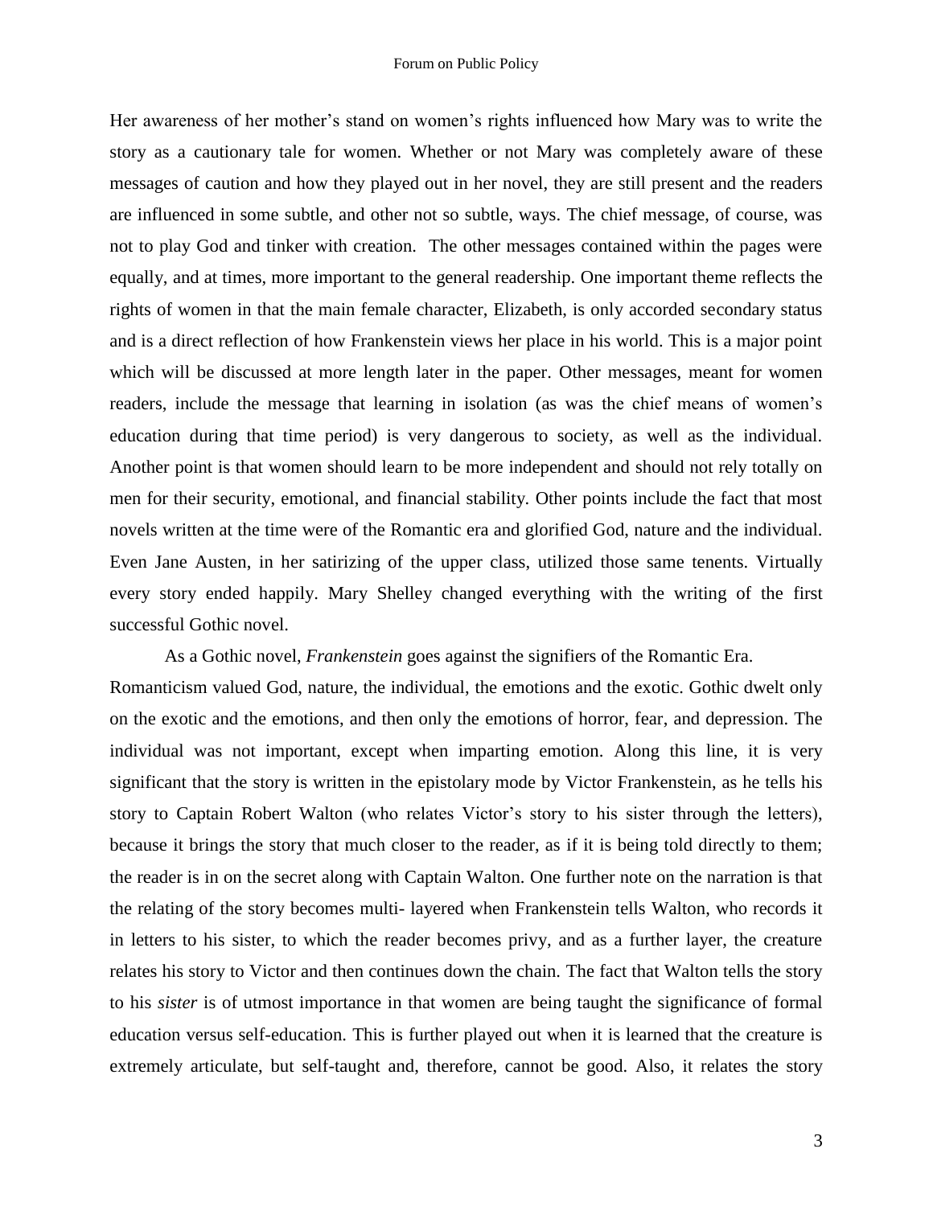Her awareness of her mother's stand on women's rights influenced how Mary was to write the story as a cautionary tale for women. Whether or not Mary was completely aware of these messages of caution and how they played out in her novel, they are still present and the readers are influenced in some subtle, and other not so subtle, ways. The chief message, of course, was not to play God and tinker with creation. The other messages contained within the pages were equally, and at times, more important to the general readership. One important theme reflects the rights of women in that the main female character, Elizabeth, is only accorded secondary status and is a direct reflection of how Frankenstein views her place in his world. This is a major point which will be discussed at more length later in the paper. Other messages, meant for women readers, include the message that learning in isolation (as was the chief means of women's education during that time period) is very dangerous to society, as well as the individual. Another point is that women should learn to be more independent and should not rely totally on men for their security, emotional, and financial stability. Other points include the fact that most novels written at the time were of the Romantic era and glorified God, nature and the individual. Even Jane Austen, in her satirizing of the upper class, utilized those same tenents. Virtually every story ended happily. Mary Shelley changed everything with the writing of the first successful Gothic novel.

As a Gothic novel, *Frankenstein* goes against the signifiers of the Romantic Era. Romanticism valued God, nature, the individual, the emotions and the exotic. Gothic dwelt only on the exotic and the emotions, and then only the emotions of horror, fear, and depression. The individual was not important, except when imparting emotion. Along this line, it is very significant that the story is written in the epistolary mode by Victor Frankenstein, as he tells his story to Captain Robert Walton (who relates Victor's story to his sister through the letters), because it brings the story that much closer to the reader, as if it is being told directly to them; the reader is in on the secret along with Captain Walton. One further note on the narration is that the relating of the story becomes multi- layered when Frankenstein tells Walton, who records it in letters to his sister, to which the reader becomes privy, and as a further layer, the creature relates his story to Victor and then continues down the chain. The fact that Walton tells the story to his *sister* is of utmost importance in that women are being taught the significance of formal education versus self-education. This is further played out when it is learned that the creature is extremely articulate, but self-taught and, therefore, cannot be good. Also, it relates the story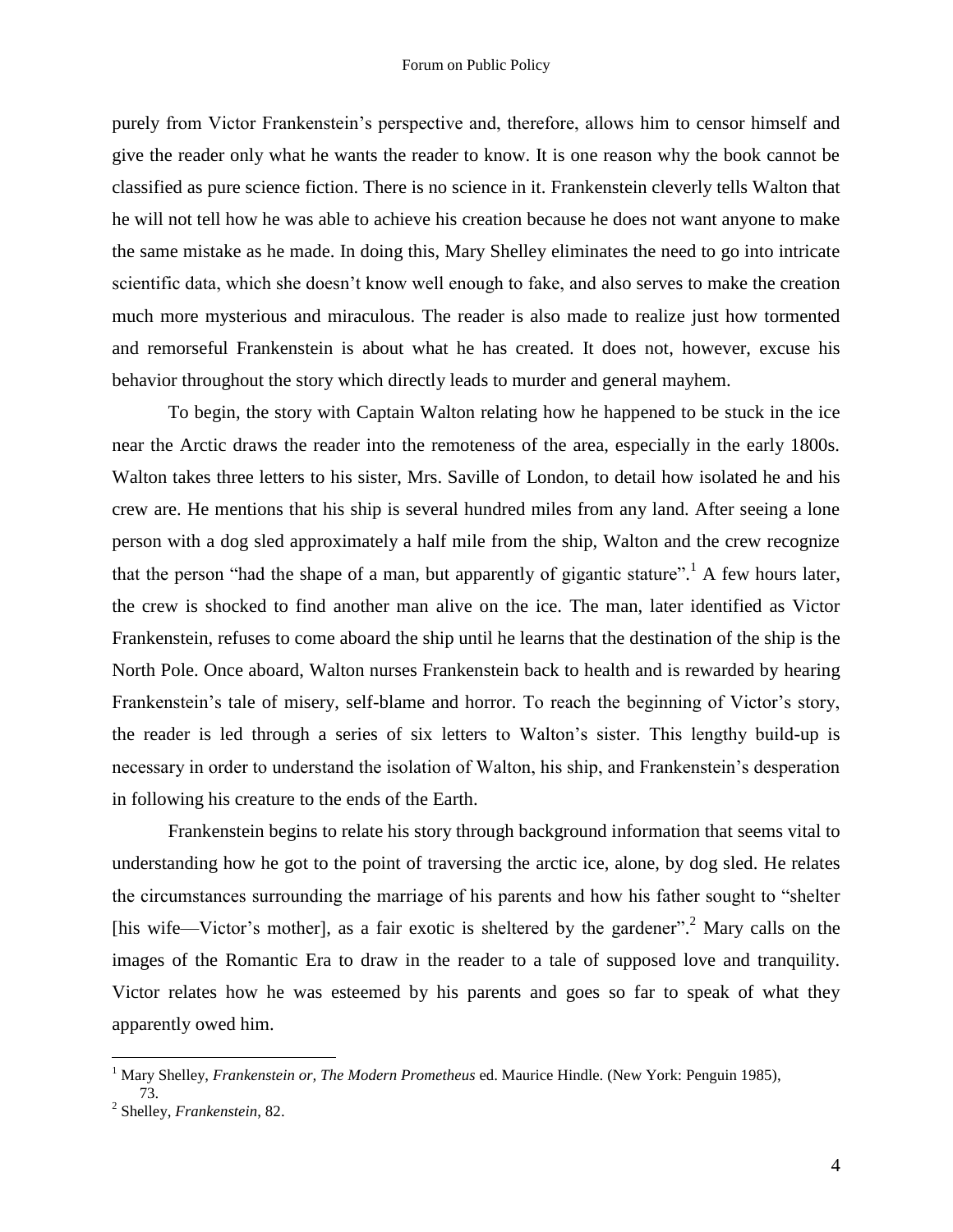purely from Victor Frankenstein's perspective and, therefore, allows him to censor himself and give the reader only what he wants the reader to know. It is one reason why the book cannot be classified as pure science fiction. There is no science in it. Frankenstein cleverly tells Walton that he will not tell how he was able to achieve his creation because he does not want anyone to make the same mistake as he made. In doing this, Mary Shelley eliminates the need to go into intricate scientific data, which she doesn't know well enough to fake, and also serves to make the creation much more mysterious and miraculous. The reader is also made to realize just how tormented and remorseful Frankenstein is about what he has created. It does not, however, excuse his behavior throughout the story which directly leads to murder and general mayhem.

To begin, the story with Captain Walton relating how he happened to be stuck in the ice near the Arctic draws the reader into the remoteness of the area, especially in the early 1800s. Walton takes three letters to his sister, Mrs. Saville of London, to detail how isolated he and his crew are. He mentions that his ship is several hundred miles from any land. After seeing a lone person with a dog sled approximately a half mile from the ship, Walton and the crew recognize that the person "had the shape of a man, but apparently of gigantic stature".[1] A few hours later, the crew is shocked to find another man alive on the ice. The man, later identified as Victor Frankenstein, refuses to come aboard the ship until he learns that the destination of the ship is the North Pole. Once aboard, Walton nurses Frankenstein back to health and is rewarded by hearing Frankenstein's tale of misery, self-blame and horror. To reach the beginning of Victor's story, the reader is led through a series of six letters to Walton's sister. This lengthy build-up is necessary in order to understand the isolation of Walton, his ship, and Frankenstein's desperation in following his creature to the ends of the Earth.

Frankenstein begins to relate his story through background information that seems vital to understanding how he got to the point of traversing the arctic ice, alone, by dog sled. He relates the circumstances surrounding the marriage of his parents and how his father sought to "shelter [his wife—Victor's mother], as a fair exotic is sheltered by the gardener".[2] Mary calls on the images of the Romantic Era to draw in the reader to a tale of supposed love and tranquility. Victor relates how he was esteemed by his parents and goes so far to speak of what they apparently owed him.

---

[1] Mary Shelley, *Frankenstein or, The Modern Prometheus* ed. Maurice Hindle. (New York: Penguin 1985), 73.

[2] Shelley, *Frankenstein*, 82.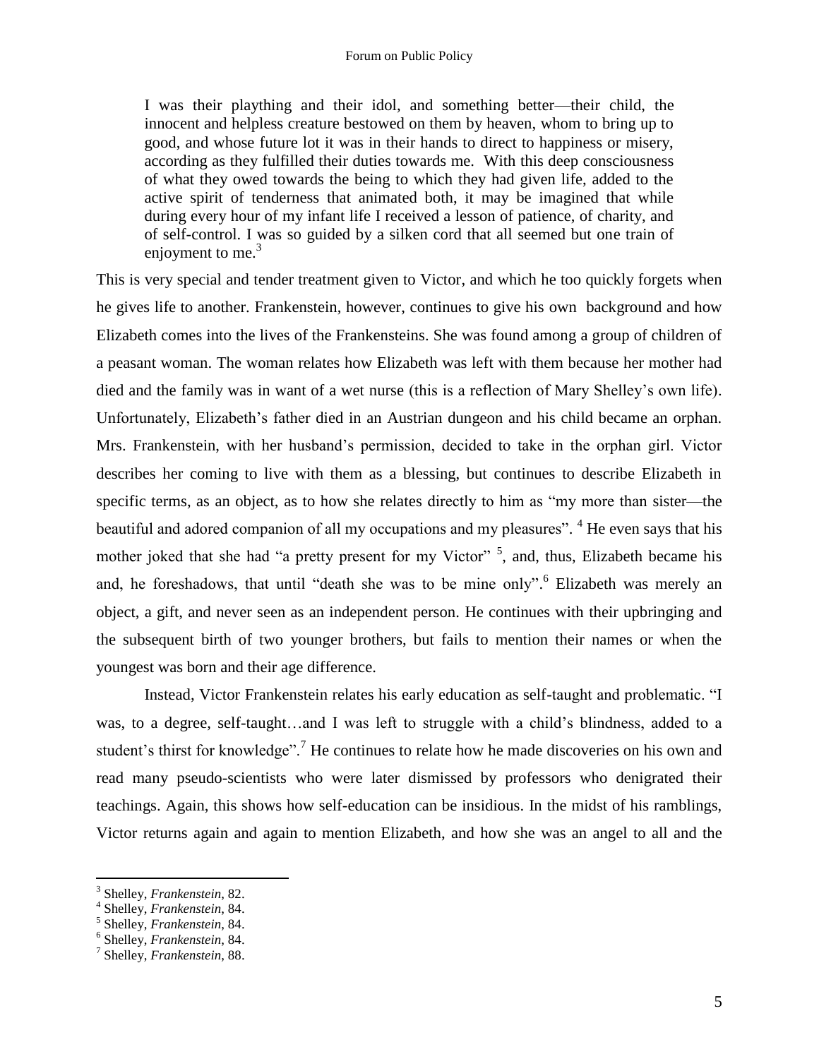> I was their plaything and their idol, and something better—their child, the innocent and helpless creature bestowed on them by heaven, whom to bring up to good, and whose future lot it was in their hands to direct to happiness or misery, according as they fulfilled their duties towards me. With this deep consciousness of what they owed towards the being to which they had given life, added to the active spirit of tenderness that animated both, it may be imagined that while during every hour of my infant life I received a lesson of patience, of charity, and of self-control. I was so guided by a silken cord that all seemed but one train of enjoyment to me.[3]

This is very special and tender treatment given to Victor, and which he too quickly forgets when he gives life to another. Frankenstein, however, continues to give his own background and how Elizabeth comes into the lives of the Frankensteins. She was found among a group of children of a peasant woman. The woman relates how Elizabeth was left with them because her mother had died and the family was in want of a wet nurse (this is a reflection of Mary Shelley's own life). Unfortunately, Elizabeth's father died in an Austrian dungeon and his child became an orphan. Mrs. Frankenstein, with her husband's permission, decided to take in the orphan girl. Victor describes her coming to live with them as a blessing, but continues to describe Elizabeth in specific terms, as an object, as to how she relates directly to him as "my more than sister—the beautiful and adored companion of all my occupations and my pleasures".[4] He even says that his mother joked that she had "a pretty present for my Victor"[5], and, thus, Elizabeth became his and, he foreshadows, that until "death she was to be mine only".[6] Elizabeth was merely an object, a gift, and never seen as an independent person. He continues with their upbringing and the subsequent birth of two younger brothers, but fails to mention their names or when the youngest was born and their age difference.

Instead, Victor Frankenstein relates his early education as self-taught and problematic. "I was, to a degree, self-taught…and I was left to struggle with a child's blindness, added to a student's thirst for knowledge".[7] He continues to relate how he made discoveries on his own and read many pseudo-scientists who were later dismissed by professors who denigrated their teachings. Again, this shows how self-education can be insidious. In the midst of his ramblings, Victor returns again and again to mention Elizabeth, and how she was an angel to all and the

---

[3] Shelley, *Frankenstein*, 82.

[4] Shelley, *Frankenstein*, 84.

[5] Shelley, *Frankenstein*, 84.

[6] Shelley, *Frankenstein*, 84.

[7] Shelley, *Frankenstein*, 88.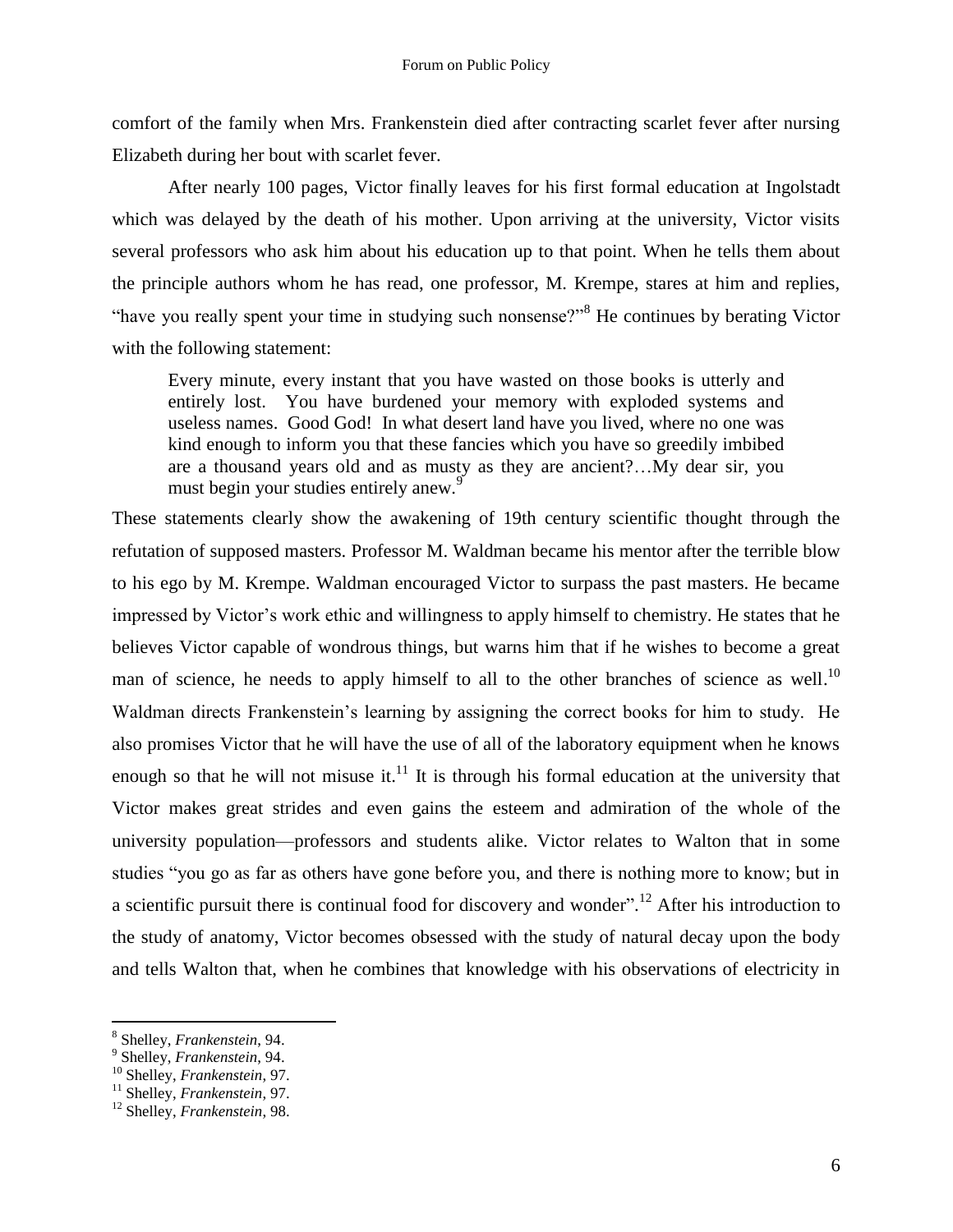comfort of the family when Mrs. Frankenstein died after contracting scarlet fever after nursing Elizabeth during her bout with scarlet fever.

After nearly 100 pages, Victor finally leaves for his first formal education at Ingolstadt which was delayed by the death of his mother. Upon arriving at the university, Victor visits several professors who ask him about his education up to that point. When he tells them about the principle authors whom he has read, one professor, M. Krempe, stares at him and replies, "have you really spent your time in studying such nonsense?"[8] He continues by berating Victor with the following statement:

> Every minute, every instant that you have wasted on those books is utterly and entirely lost. You have burdened your memory with exploded systems and useless names. Good God! In what desert land have you lived, where no one was kind enough to inform you that these fancies which you have so greedily imbibed are a thousand years old and as musty as they are ancient?…My dear sir, you must begin your studies entirely anew.[9]

These statements clearly show the awakening of 19th century scientific thought through the refutation of supposed masters. Professor M. Waldman became his mentor after the terrible blow to his ego by M. Krempe. Waldman encouraged Victor to surpass the past masters. He became impressed by Victor's work ethic and willingness to apply himself to chemistry. He states that he believes Victor capable of wondrous things, but warns him that if he wishes to become a great man of science, he needs to apply himself to all to the other branches of science as well.[10] Waldman directs Frankenstein's learning by assigning the correct books for him to study. He also promises Victor that he will have the use of all of the laboratory equipment when he knows enough so that he will not misuse it.[11] It is through his formal education at the university that Victor makes great strides and even gains the esteem and admiration of the whole of the university population—professors and students alike. Victor relates to Walton that in some studies "you go as far as others have gone before you, and there is nothing more to know; but in a scientific pursuit there is continual food for discovery and wonder".[12] After his introduction to the study of anatomy, Victor becomes obsessed with the study of natural decay upon the body and tells Walton that, when he combines that knowledge with his observations of electricity in

---

[8] Shelley, *Frankenstein*, 94.
[9] Shelley, *Frankenstein*, 94.
[10] Shelley, *Frankenstein*, 97.
[11] Shelley, *Frankenstein*, 97.
[12] Shelley, *Frankenstein*, 98.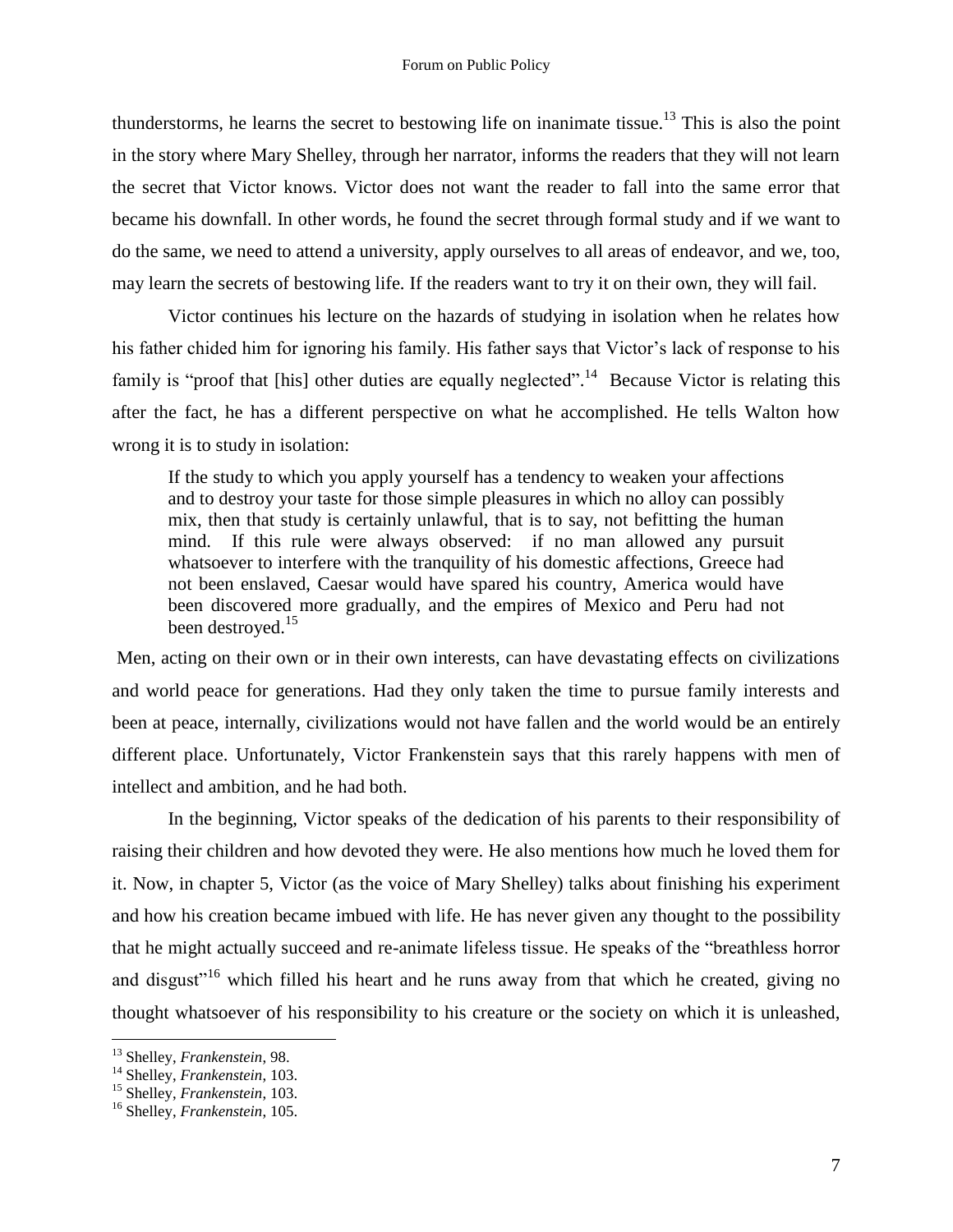thunderstorms, he learns the secret to bestowing life on inanimate tissue.[13] This is also the point in the story where Mary Shelley, through her narrator, informs the readers that they will not learn the secret that Victor knows. Victor does not want the reader to fall into the same error that became his downfall. In other words, he found the secret through formal study and if we want to do the same, we need to attend a university, apply ourselves to all areas of endeavor, and we, too, may learn the secrets of bestowing life. If the readers want to try it on their own, they will fail.

Victor continues his lecture on the hazards of studying in isolation when he relates how his father chided him for ignoring his family. His father says that Victor's lack of response to his family is "proof that [his] other duties are equally neglected".[14] Because Victor is relating this after the fact, he has a different perspective on what he accomplished. He tells Walton how wrong it is to study in isolation:

> If the study to which you apply yourself has a tendency to weaken your affections and to destroy your taste for those simple pleasures in which no alloy can possibly mix, then that study is certainly unlawful, that is to say, not befitting the human mind. If this rule were always observed: if no man allowed any pursuit whatsoever to interfere with the tranquility of his domestic affections, Greece had not been enslaved, Caesar would have spared his country, America would have been discovered more gradually, and the empires of Mexico and Peru had not been destroyed.[15]

Men, acting on their own or in their own interests, can have devastating effects on civilizations and world peace for generations. Had they only taken the time to pursue family interests and been at peace, internally, civilizations would not have fallen and the world would be an entirely different place. Unfortunately, Victor Frankenstein says that this rarely happens with men of intellect and ambition, and he had both.

In the beginning, Victor speaks of the dedication of his parents to their responsibility of raising their children and how devoted they were. He also mentions how much he loved them for it. Now, in chapter 5, Victor (as the voice of Mary Shelley) talks about finishing his experiment and how his creation became imbued with life. He has never given any thought to the possibility that he might actually succeed and re-animate lifeless tissue. He speaks of the "breathless horror and disgust"[16] which filled his heart and he runs away from that which he created, giving no thought whatsoever of his responsibility to his creature or the society on which it is unleashed,

---

[13] Shelley, *Frankenstein*, 98.

[14] Shelley, *Frankenstein*, 103.

[15] Shelley, *Frankenstein*, 103.

[16] Shelley, *Frankenstein*, 105.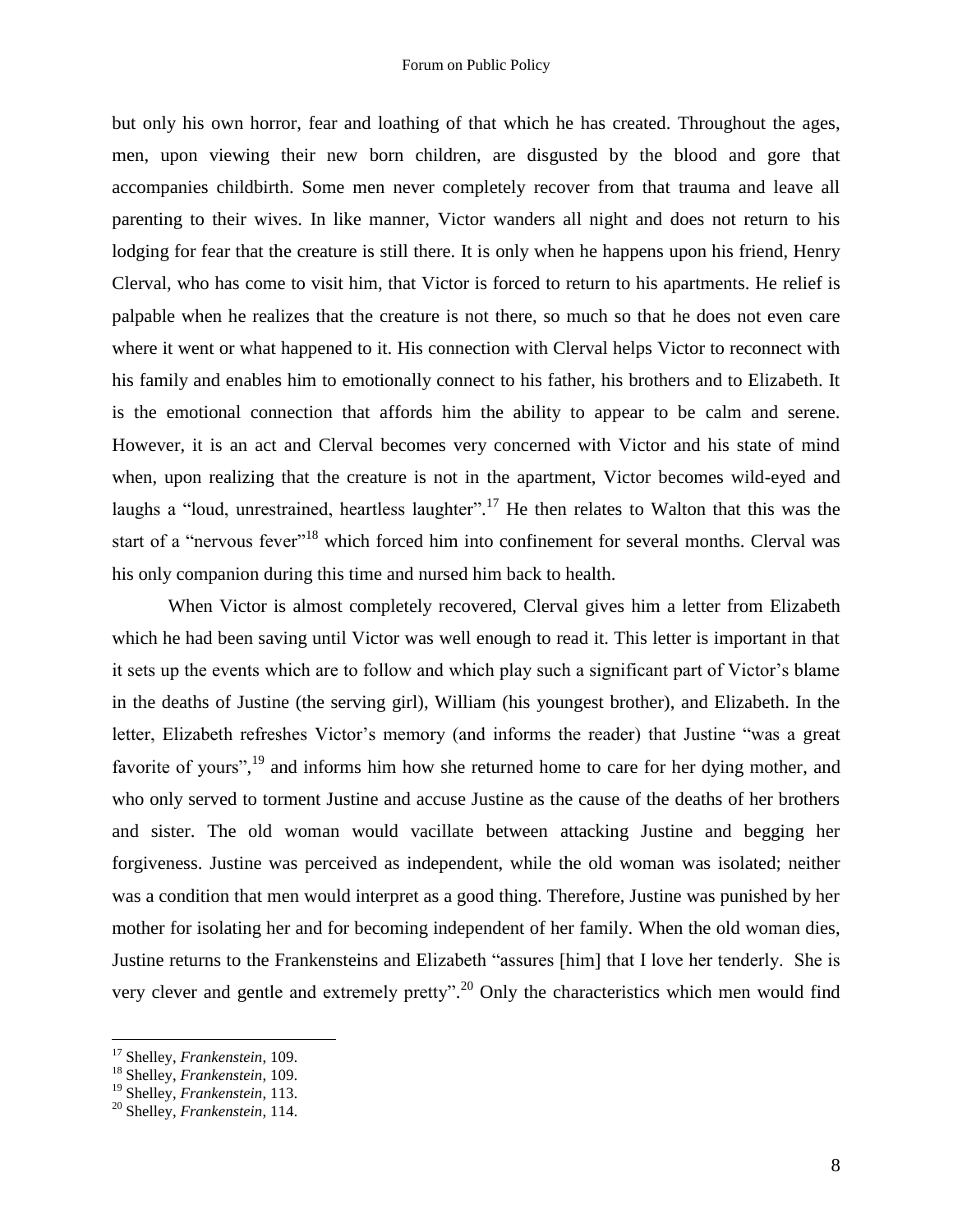but only his own horror, fear and loathing of that which he has created. Throughout the ages, men, upon viewing their new born children, are disgusted by the blood and gore that accompanies childbirth. Some men never completely recover from that trauma and leave all parenting to their wives. In like manner, Victor wanders all night and does not return to his lodging for fear that the creature is still there. It is only when he happens upon his friend, Henry Clerval, who has come to visit him, that Victor is forced to return to his apartments. He relief is palpable when he realizes that the creature is not there, so much so that he does not even care where it went or what happened to it. His connection with Clerval helps Victor to reconnect with his family and enables him to emotionally connect to his father, his brothers and to Elizabeth. It is the emotional connection that affords him the ability to appear to be calm and serene. However, it is an act and Clerval becomes very concerned with Victor and his state of mind when, upon realizing that the creature is not in the apartment, Victor becomes wild-eyed and laughs a "loud, unrestrained, heartless laughter".[17] He then relates to Walton that this was the start of a "nervous fever"[18] which forced him into confinement for several months. Clerval was his only companion during this time and nursed him back to health.

When Victor is almost completely recovered, Clerval gives him a letter from Elizabeth which he had been saving until Victor was well enough to read it. This letter is important in that it sets up the events which are to follow and which play such a significant part of Victor's blame in the deaths of Justine (the serving girl), William (his youngest brother), and Elizabeth. In the letter, Elizabeth refreshes Victor's memory (and informs the reader) that Justine "was a great favorite of yours",[19] and informs him how she returned home to care for her dying mother, and who only served to torment Justine and accuse Justine as the cause of the deaths of her brothers and sister. The old woman would vacillate between attacking Justine and begging her forgiveness. Justine was perceived as independent, while the old woman was isolated; neither was a condition that men would interpret as a good thing. Therefore, Justine was punished by her mother for isolating her and for becoming independent of her family. When the old woman dies, Justine returns to the Frankensteins and Elizabeth "assures [him] that I love her tenderly. She is very clever and gentle and extremely pretty".[20] Only the characteristics which men would find

[17] Shelley, *Frankenstein*, 109.
[18] Shelley, *Frankenstein*, 109.
[19] Shelley, *Frankenstein*, 113.
[20] Shelley, *Frankenstein*, 114.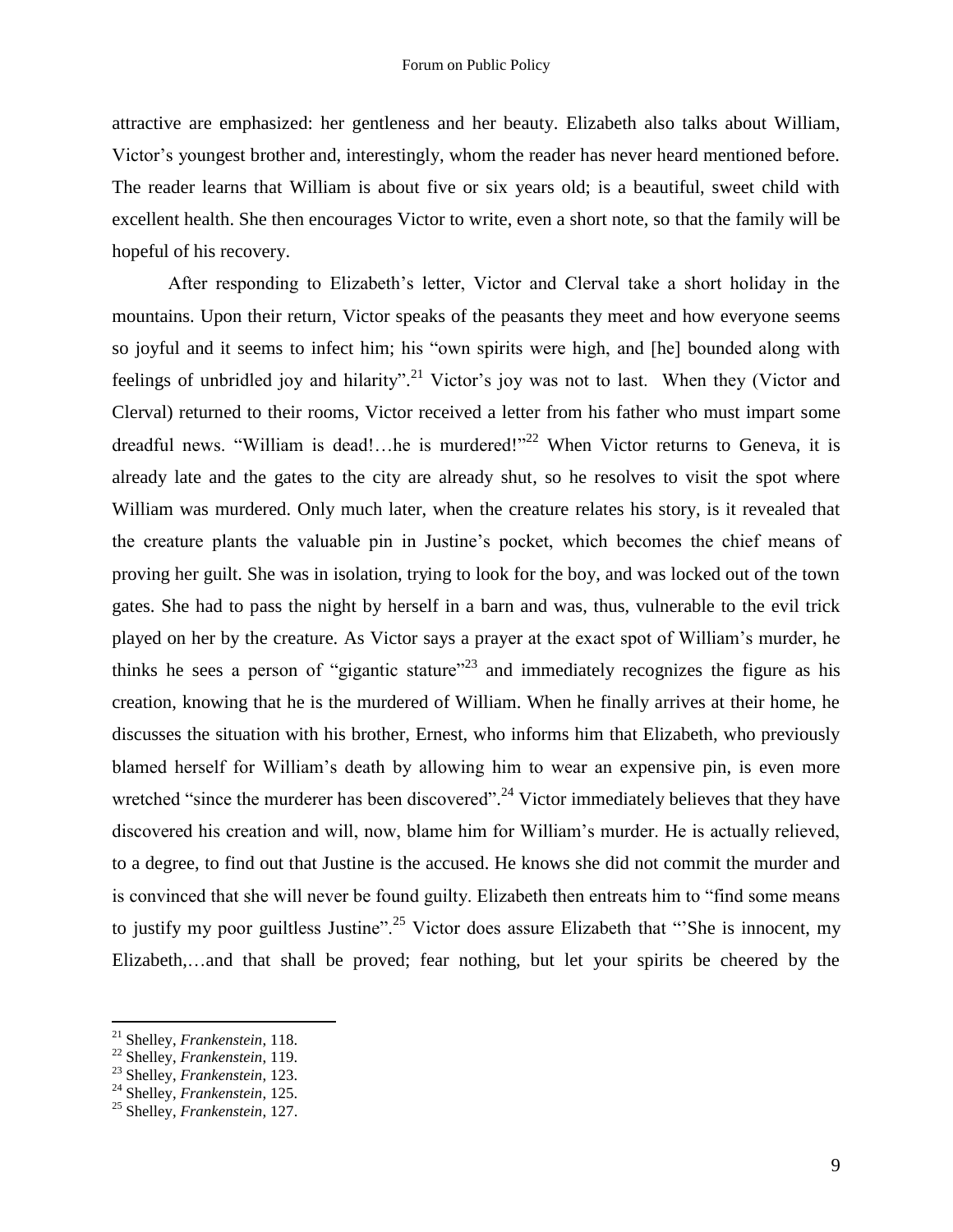attractive are emphasized: her gentleness and her beauty. Elizabeth also talks about William, Victor's youngest brother and, interestingly, whom the reader has never heard mentioned before. The reader learns that William is about five or six years old; is a beautiful, sweet child with excellent health. She then encourages Victor to write, even a short note, so that the family will be hopeful of his recovery.

After responding to Elizabeth's letter, Victor and Clerval take a short holiday in the mountains. Upon their return, Victor speaks of the peasants they meet and how everyone seems so joyful and it seems to infect him; his "own spirits were high, and [he] bounded along with feelings of unbridled joy and hilarity".[21] Victor's joy was not to last. When they (Victor and Clerval) returned to their rooms, Victor received a letter from his father who must impart some dreadful news. "William is dead!…he is murdered!"[22] When Victor returns to Geneva, it is already late and the gates to the city are already shut, so he resolves to visit the spot where William was murdered. Only much later, when the creature relates his story, is it revealed that the creature plants the valuable pin in Justine's pocket, which becomes the chief means of proving her guilt. She was in isolation, trying to look for the boy, and was locked out of the town gates. She had to pass the night by herself in a barn and was, thus, vulnerable to the evil trick played on her by the creature. As Victor says a prayer at the exact spot of William's murder, he thinks he sees a person of "gigantic stature"[23] and immediately recognizes the figure as his creation, knowing that he is the murdered of William. When he finally arrives at their home, he discusses the situation with his brother, Ernest, who informs him that Elizabeth, who previously blamed herself for William's death by allowing him to wear an expensive pin, is even more wretched "since the murderer has been discovered".[24] Victor immediately believes that they have discovered his creation and will, now, blame him for William's murder. He is actually relieved, to a degree, to find out that Justine is the accused. He knows she did not commit the murder and is convinced that she will never be found guilty. Elizabeth then entreats him to "find some means to justify my poor guiltless Justine".[25] Victor does assure Elizabeth that "'She is innocent, my Elizabeth,…and that shall be proved; fear nothing, but let your spirits be cheered by the

---

[21] Shelley, *Frankenstein*, 118.
[22] Shelley, *Frankenstein*, 119.
[23] Shelley, *Frankenstein*, 123.
[24] Shelley, *Frankenstein*, 125.
[25] Shelley, *Frankenstein*, 127.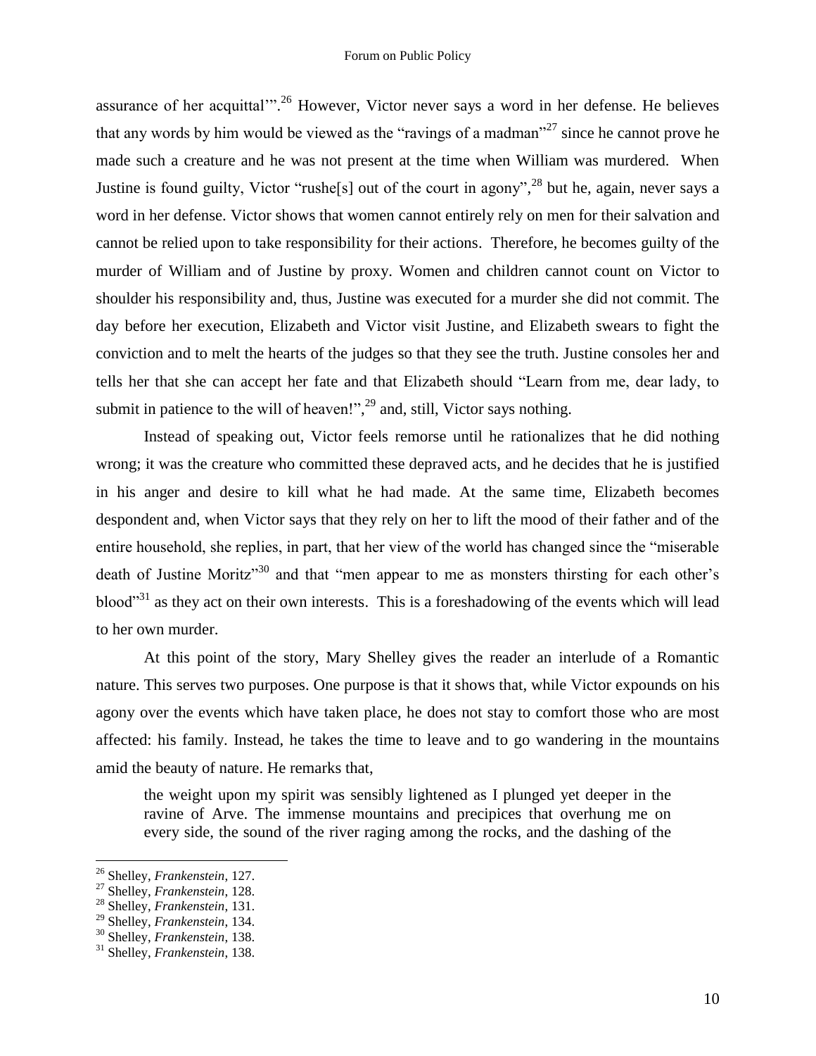assurance of her acquittal'".[26] However, Victor never says a word in her defense. He believes that any words by him would be viewed as the "ravings of a madman"[27] since he cannot prove he made such a creature and he was not present at the time when William was murdered. When Justine is found guilty, Victor "rushe[s] out of the court in agony",[28] but he, again, never says a word in her defense. Victor shows that women cannot entirely rely on men for their salvation and cannot be relied upon to take responsibility for their actions. Therefore, he becomes guilty of the murder of William and of Justine by proxy. Women and children cannot count on Victor to shoulder his responsibility and, thus, Justine was executed for a murder she did not commit. The day before her execution, Elizabeth and Victor visit Justine, and Elizabeth swears to fight the conviction and to melt the hearts of the judges so that they see the truth. Justine consoles her and tells her that she can accept her fate and that Elizabeth should "Learn from me, dear lady, to submit in patience to the will of heaven!",[29] and, still, Victor says nothing.

Instead of speaking out, Victor feels remorse until he rationalizes that he did nothing wrong; it was the creature who committed these depraved acts, and he decides that he is justified in his anger and desire to kill what he had made. At the same time, Elizabeth becomes despondent and, when Victor says that they rely on her to lift the mood of their father and of the entire household, she replies, in part, that her view of the world has changed since the "miserable death of Justine Moritz"[30] and that "men appear to me as monsters thirsting for each other's blood"[31] as they act on their own interests. This is a foreshadowing of the events which will lead to her own murder.

At this point of the story, Mary Shelley gives the reader an interlude of a Romantic nature. This serves two purposes. One purpose is that it shows that, while Victor expounds on his agony over the events which have taken place, he does not stay to comfort those who are most affected: his family. Instead, he takes the time to leave and to go wandering in the mountains amid the beauty of nature. He remarks that,

> the weight upon my spirit was sensibly lightened as I plunged yet deeper in the ravine of Arve. The immense mountains and precipices that overhung me on every side, the sound of the river raging among the rocks, and the dashing of the

---

[26] Shelley, *Frankenstein*, 127.
[27] Shelley, *Frankenstein*, 128.
[28] Shelley, *Frankenstein*, 131.
[29] Shelley, *Frankenstein*, 134.
[30] Shelley, *Frankenstein*, 138.
[31] Shelley, *Frankenstein*, 138.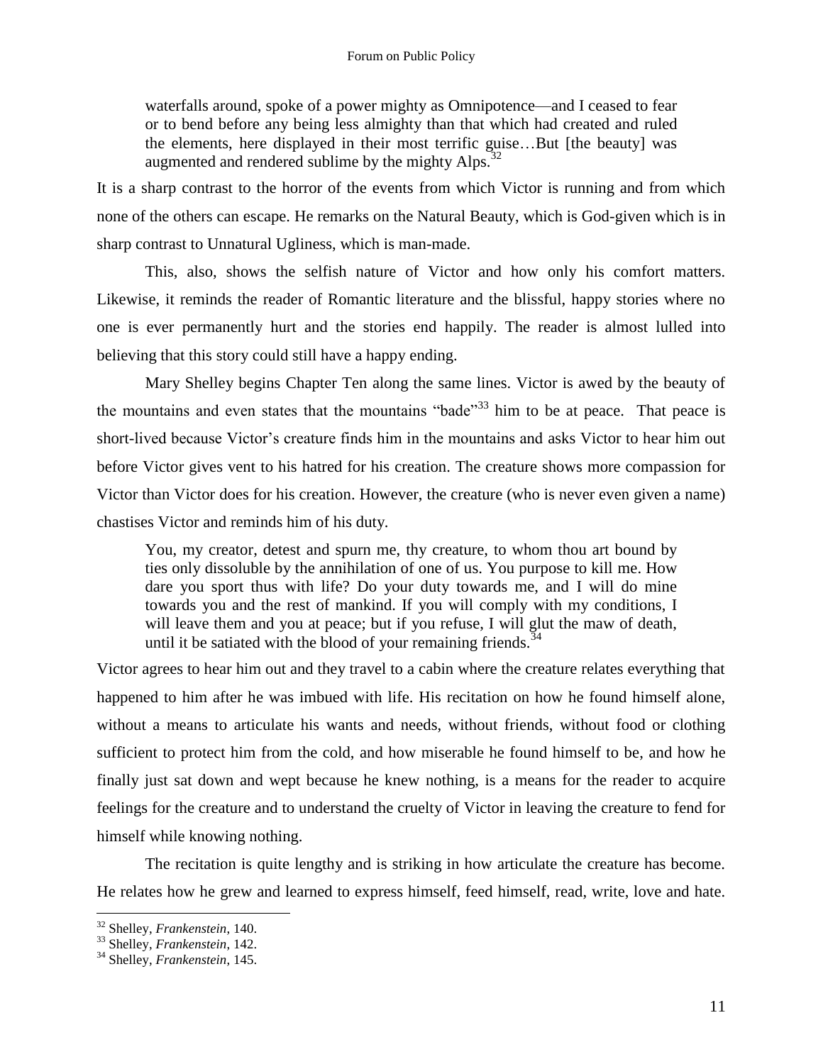> waterfalls around, spoke of a power mighty as Omnipotence—and I ceased to fear or to bend before any being less almighty than that which had created and ruled the elements, here displayed in their most terrific guise…But [the beauty] was augmented and rendered sublime by the mighty Alps.[32]

It is a sharp contrast to the horror of the events from which Victor is running and from which none of the others can escape. He remarks on the Natural Beauty, which is God-given which is in sharp contrast to Unnatural Ugliness, which is man-made.

This, also, shows the selfish nature of Victor and how only his comfort matters. Likewise, it reminds the reader of Romantic literature and the blissful, happy stories where no one is ever permanently hurt and the stories end happily. The reader is almost lulled into believing that this story could still have a happy ending.

Mary Shelley begins Chapter Ten along the same lines. Victor is awed by the beauty of the mountains and even states that the mountains "bade"[33] him to be at peace. That peace is short-lived because Victor's creature finds him in the mountains and asks Victor to hear him out before Victor gives vent to his hatred for his creation. The creature shows more compassion for Victor than Victor does for his creation. However, the creature (who is never even given a name) chastises Victor and reminds him of his duty.

> You, my creator, detest and spurn me, thy creature, to whom thou art bound by ties only dissoluble by the annihilation of one of us. You purpose to kill me. How dare you sport thus with life? Do your duty towards me, and I will do mine towards you and the rest of mankind. If you will comply with my conditions, I will leave them and you at peace; but if you refuse, I will glut the maw of death, until it be satiated with the blood of your remaining friends.[34]

Victor agrees to hear him out and they travel to a cabin where the creature relates everything that happened to him after he was imbued with life. His recitation on how he found himself alone, without a means to articulate his wants and needs, without friends, without food or clothing sufficient to protect him from the cold, and how miserable he found himself to be, and how he finally just sat down and wept because he knew nothing, is a means for the reader to acquire feelings for the creature and to understand the cruelty of Victor in leaving the creature to fend for himself while knowing nothing.

The recitation is quite lengthy and is striking in how articulate the creature has become. He relates how he grew and learned to express himself, feed himself, read, write, love and hate.

---

[32] Shelley, *Frankenstein*, 140.

[33] Shelley, *Frankenstein*, 142.

[34] Shelley, *Frankenstein*, 145.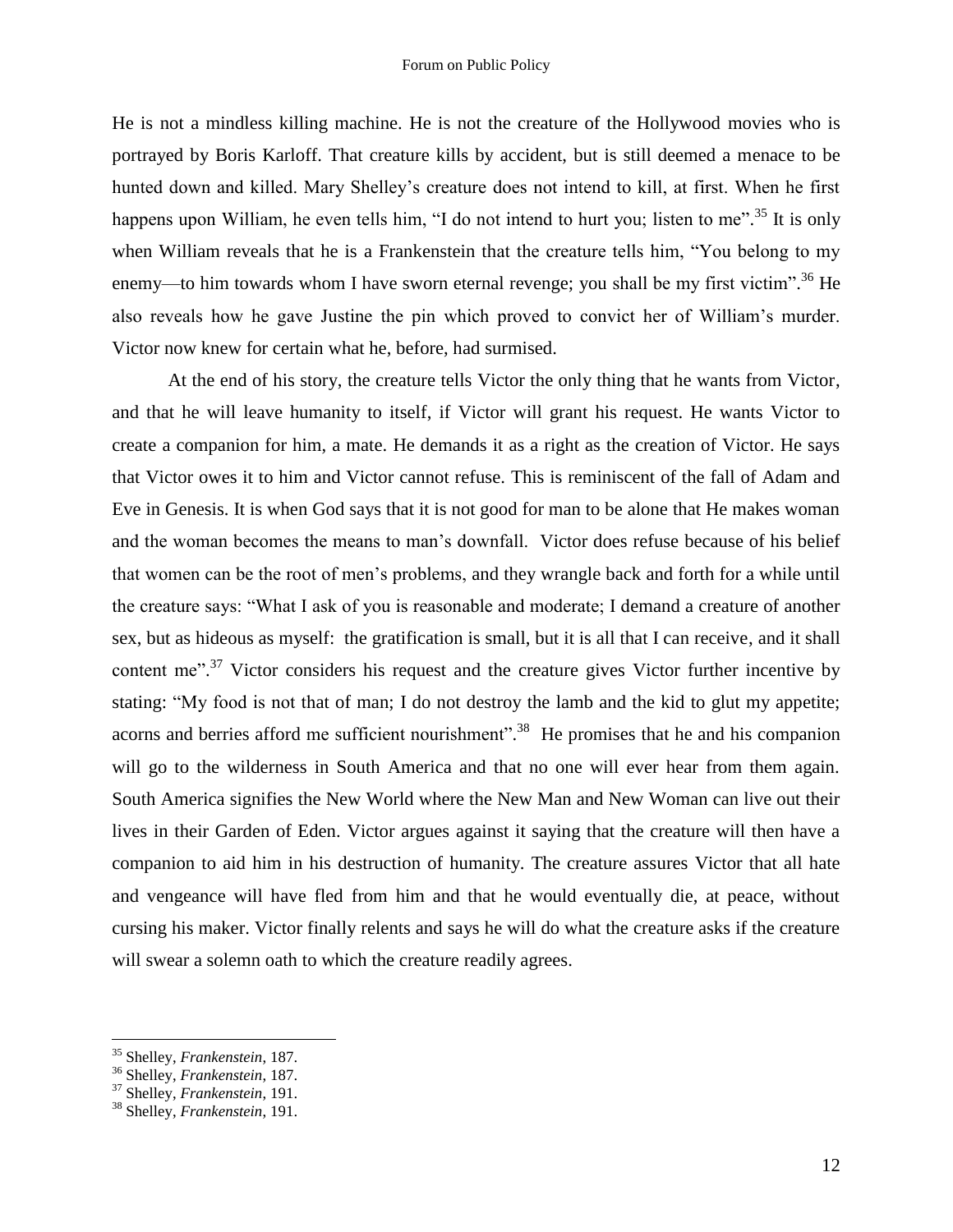He is not a mindless killing machine. He is not the creature of the Hollywood movies who is portrayed by Boris Karloff. That creature kills by accident, but is still deemed a menace to be hunted down and killed. Mary Shelley's creature does not intend to kill, at first. When he first happens upon William, he even tells him, "I do not intend to hurt you; listen to me".[35] It is only when William reveals that he is a Frankenstein that the creature tells him, "You belong to my enemy—to him towards whom I have sworn eternal revenge; you shall be my first victim".[36] He also reveals how he gave Justine the pin which proved to convict her of William's murder. Victor now knew for certain what he, before, had surmised.

At the end of his story, the creature tells Victor the only thing that he wants from Victor, and that he will leave humanity to itself, if Victor will grant his request. He wants Victor to create a companion for him, a mate. He demands it as a right as the creation of Victor. He says that Victor owes it to him and Victor cannot refuse. This is reminiscent of the fall of Adam and Eve in Genesis. It is when God says that it is not good for man to be alone that He makes woman and the woman becomes the means to man's downfall. Victor does refuse because of his belief that women can be the root of men's problems, and they wrangle back and forth for a while until the creature says: "What I ask of you is reasonable and moderate; I demand a creature of another sex, but as hideous as myself: the gratification is small, but it is all that I can receive, and it shall content me".[37] Victor considers his request and the creature gives Victor further incentive by stating: "My food is not that of man; I do not destroy the lamb and the kid to glut my appetite; acorns and berries afford me sufficient nourishment".[38] He promises that he and his companion will go to the wilderness in South America and that no one will ever hear from them again. South America signifies the New World where the New Man and New Woman can live out their lives in their Garden of Eden. Victor argues against it saying that the creature will then have a companion to aid him in his destruction of humanity. The creature assures Victor that all hate and vengeance will have fled from him and that he would eventually die, at peace, without cursing his maker. Victor finally relents and says he will do what the creature asks if the creature will swear a solemn oath to which the creature readily agrees.

---

[35] Shelley, *Frankenstein*, 187.

[36] Shelley, *Frankenstein*, 187.

[37] Shelley, *Frankenstein*, 191.

[38] Shelley, *Frankenstein*, 191.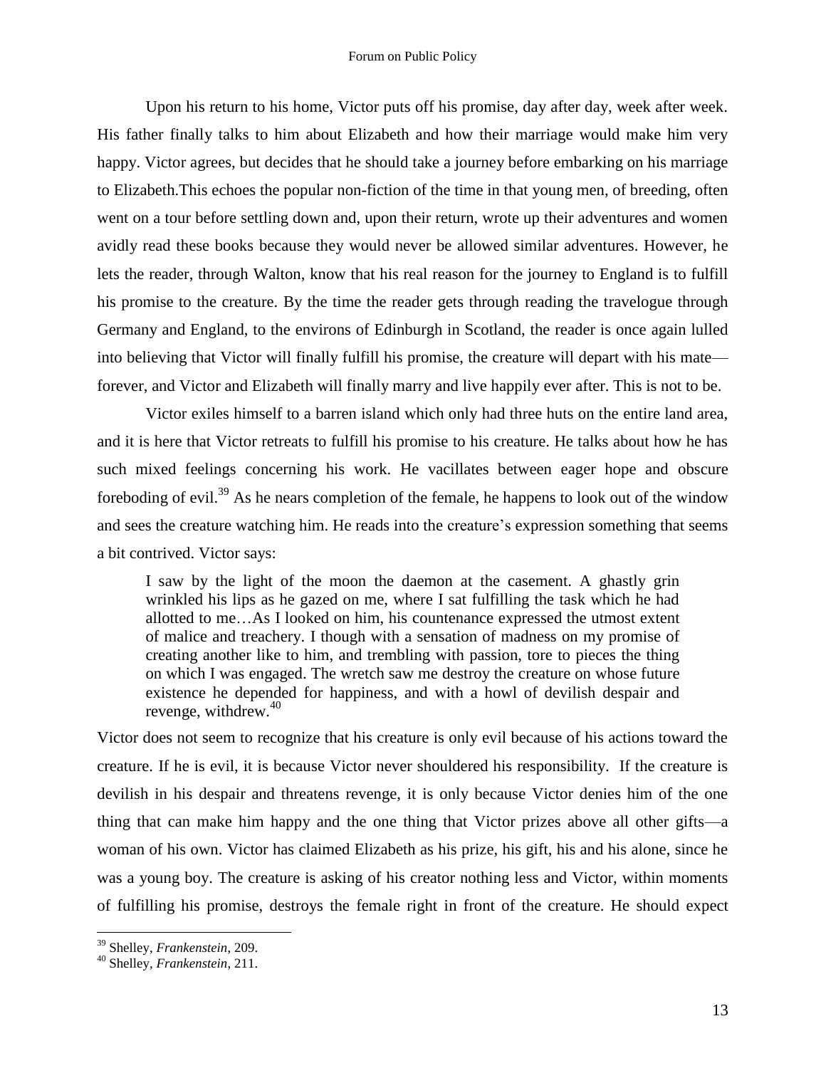Upon his return to his home, Victor puts off his promise, day after day, week after week. His father finally talks to him about Elizabeth and how their marriage would make him very happy. Victor agrees, but decides that he should take a journey before embarking on his marriage to Elizabeth.This echoes the popular non-fiction of the time in that young men, of breeding, often went on a tour before settling down and, upon their return, wrote up their adventures and women avidly read these books because they would never be allowed similar adventures. However, he lets the reader, through Walton, know that his real reason for the journey to England is to fulfill his promise to the creature. By the time the reader gets through reading the travelogue through Germany and England, to the environs of Edinburgh in Scotland, the reader is once again lulled into believing that Victor will finally fulfill his promise, the creature will depart with his mate—forever, and Victor and Elizabeth will finally marry and live happily ever after. This is not to be.

Victor exiles himself to a barren island which only had three huts on the entire land area, and it is here that Victor retreats to fulfill his promise to his creature. He talks about how he has such mixed feelings concerning his work. He vacillates between eager hope and obscure foreboding of evil.[39] As he nears completion of the female, he happens to look out of the window and sees the creature watching him. He reads into the creature's expression something that seems a bit contrived. Victor says:

> I saw by the light of the moon the daemon at the casement. A ghastly grin wrinkled his lips as he gazed on me, where I sat fulfilling the task which he had allotted to me…As I looked on him, his countenance expressed the utmost extent of malice and treachery. I though with a sensation of madness on my promise of creating another like to him, and trembling with passion, tore to pieces the thing on which I was engaged. The wretch saw me destroy the creature on whose future existence he depended for happiness, and with a howl of devilish despair and revenge, withdrew.[40]

Victor does not seem to recognize that his creature is only evil because of his actions toward the creature. If he is evil, it is because Victor never shouldered his responsibility. If the creature is devilish in his despair and threatens revenge, it is only because Victor denies him of the one thing that can make him happy and the one thing that Victor prizes above all other gifts—a woman of his own. Victor has claimed Elizabeth as his prize, his gift, his and his alone, since he was a young boy. The creature is asking of his creator nothing less and Victor, within moments of fulfilling his promise, destroys the female right in front of the creature. He should expect

[39] Shelley, *Frankenstein*, 209.

[40] Shelley, *Frankenstein*, 211.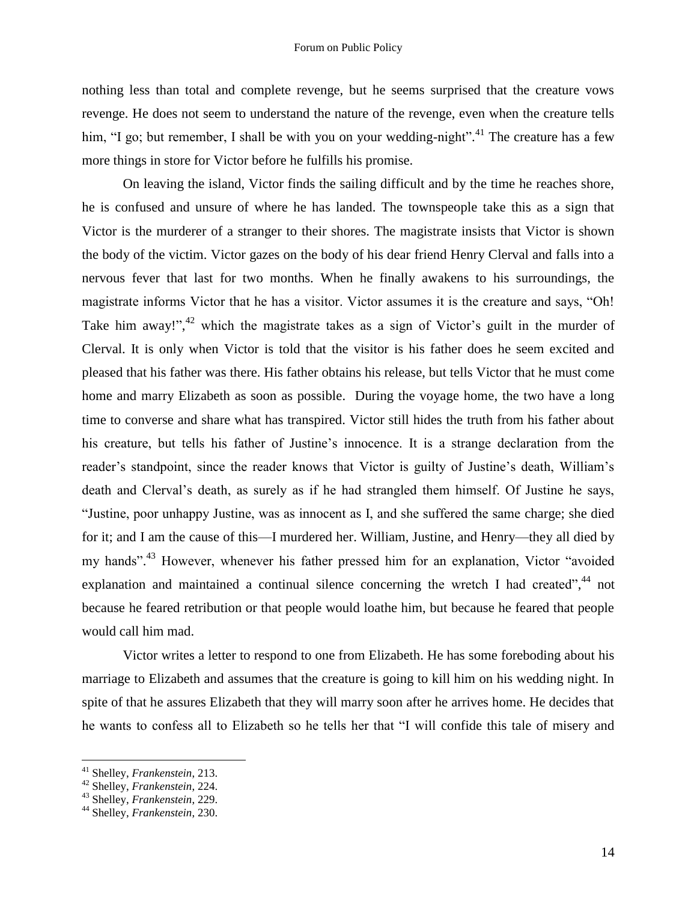nothing less than total and complete revenge, but he seems surprised that the creature vows revenge. He does not seem to understand the nature of the revenge, even when the creature tells him, "I go; but remember, I shall be with you on your wedding-night".[41] The creature has a few more things in store for Victor before he fulfills his promise.

On leaving the island, Victor finds the sailing difficult and by the time he reaches shore, he is confused and unsure of where he has landed. The townspeople take this as a sign that Victor is the murderer of a stranger to their shores. The magistrate insists that Victor is shown the body of the victim. Victor gazes on the body of his dear friend Henry Clerval and falls into a nervous fever that last for two months. When he finally awakens to his surroundings, the magistrate informs Victor that he has a visitor. Victor assumes it is the creature and says, "Oh! Take him away!",[42] which the magistrate takes as a sign of Victor's guilt in the murder of Clerval. It is only when Victor is told that the visitor is his father does he seem excited and pleased that his father was there. His father obtains his release, but tells Victor that he must come home and marry Elizabeth as soon as possible. During the voyage home, the two have a long time to converse and share what has transpired. Victor still hides the truth from his father about his creature, but tells his father of Justine's innocence. It is a strange declaration from the reader's standpoint, since the reader knows that Victor is guilty of Justine's death, William's death and Clerval's death, as surely as if he had strangled them himself. Of Justine he says, "Justine, poor unhappy Justine, was as innocent as I, and she suffered the same charge; she died for it; and I am the cause of this—I murdered her. William, Justine, and Henry—they all died by my hands".[43] However, whenever his father pressed him for an explanation, Victor "avoided explanation and maintained a continual silence concerning the wretch I had created",[44] not because he feared retribution or that people would loathe him, but because he feared that people would call him mad.

Victor writes a letter to respond to one from Elizabeth. He has some foreboding about his marriage to Elizabeth and assumes that the creature is going to kill him on his wedding night. In spite of that he assures Elizabeth that they will marry soon after he arrives home. He decides that he wants to confess all to Elizabeth so he tells her that "I will confide this tale of misery and

---

[41] Shelley, *Frankenstein*, 213.

[42] Shelley, *Frankenstein*, 224.

[43] Shelley, *Frankenstein*, 229.

[44] Shelley, *Frankenstein*, 230.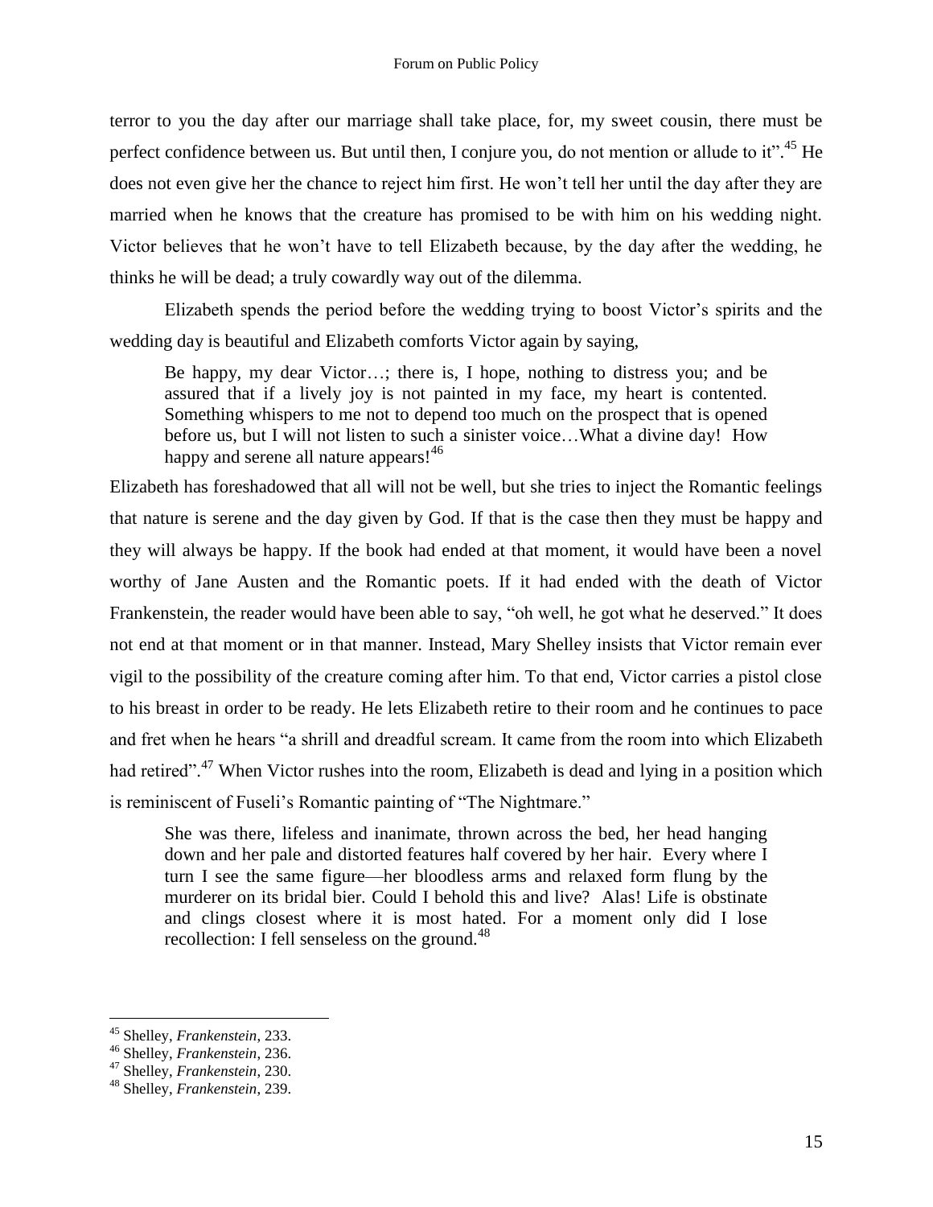terror to you the day after our marriage shall take place, for, my sweet cousin, there must be perfect confidence between us. But until then, I conjure you, do not mention or allude to it".[45] He does not even give her the chance to reject him first. He won't tell her until the day after they are married when he knows that the creature has promised to be with him on his wedding night. Victor believes that he won't have to tell Elizabeth because, by the day after the wedding, he thinks he will be dead; a truly cowardly way out of the dilemma.

Elizabeth spends the period before the wedding trying to boost Victor's spirits and the wedding day is beautiful and Elizabeth comforts Victor again by saying,

> Be happy, my dear Victor…; there is, I hope, nothing to distress you; and be assured that if a lively joy is not painted in my face, my heart is contented. Something whispers to me not to depend too much on the prospect that is opened before us, but I will not listen to such a sinister voice…What a divine day! How happy and serene all nature appears![46]

Elizabeth has foreshadowed that all will not be well, but she tries to inject the Romantic feelings that nature is serene and the day given by God. If that is the case then they must be happy and they will always be happy. If the book had ended at that moment, it would have been a novel worthy of Jane Austen and the Romantic poets. If it had ended with the death of Victor Frankenstein, the reader would have been able to say, "oh well, he got what he deserved." It does not end at that moment or in that manner. Instead, Mary Shelley insists that Victor remain ever vigil to the possibility of the creature coming after him. To that end, Victor carries a pistol close to his breast in order to be ready. He lets Elizabeth retire to their room and he continues to pace and fret when he hears "a shrill and dreadful scream. It came from the room into which Elizabeth had retired".[47] When Victor rushes into the room, Elizabeth is dead and lying in a position which is reminiscent of Fuseli's Romantic painting of "The Nightmare."

> She was there, lifeless and inanimate, thrown across the bed, her head hanging down and her pale and distorted features half covered by her hair. Every where I turn I see the same figure—her bloodless arms and relaxed form flung by the murderer on its bridal bier. Could I behold this and live? Alas! Life is obstinate and clings closest where it is most hated. For a moment only did I lose recollection: I fell senseless on the ground.[48]

---

[45] Shelley, *Frankenstein*, 233.

[46] Shelley, *Frankenstein*, 236.

[47] Shelley, *Frankenstein*, 230.

[48] Shelley, *Frankenstein*, 239.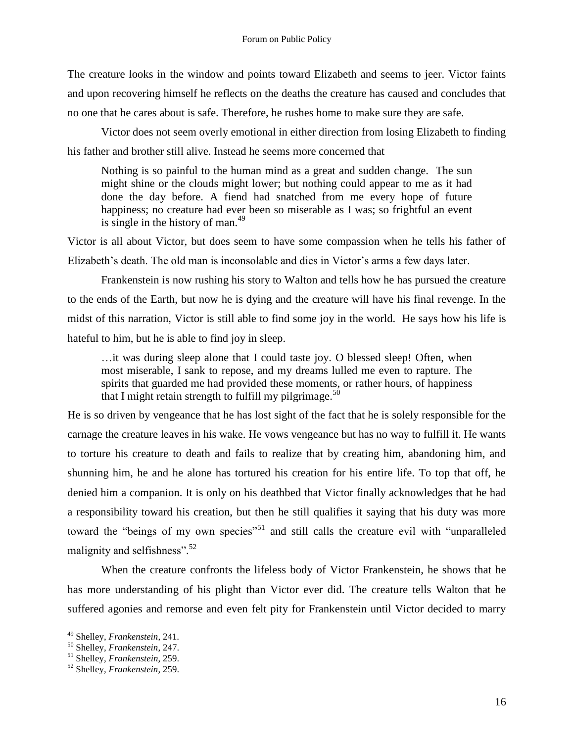The creature looks in the window and points toward Elizabeth and seems to jeer. Victor faints and upon recovering himself he reflects on the deaths the creature has caused and concludes that no one that he cares about is safe. Therefore, he rushes home to make sure they are safe.

Victor does not seem overly emotional in either direction from losing Elizabeth to finding his father and brother still alive. Instead he seems more concerned that

> Nothing is so painful to the human mind as a great and sudden change. The sun might shine or the clouds might lower; but nothing could appear to me as it had done the day before. A fiend had snatched from me every hope of future happiness; no creature had ever been so miserable as I was; so frightful an event is single in the history of man.[49]

Victor is all about Victor, but does seem to have some compassion when he tells his father of Elizabeth's death. The old man is inconsolable and dies in Victor's arms a few days later.

Frankenstein is now rushing his story to Walton and tells how he has pursued the creature to the ends of the Earth, but now he is dying and the creature will have his final revenge. In the midst of this narration, Victor is still able to find some joy in the world. He says how his life is hateful to him, but he is able to find joy in sleep.

> …it was during sleep alone that I could taste joy. O blessed sleep! Often, when most miserable, I sank to repose, and my dreams lulled me even to rapture. The spirits that guarded me had provided these moments, or rather hours, of happiness that I might retain strength to fulfill my pilgrimage.[50]

He is so driven by vengeance that he has lost sight of the fact that he is solely responsible for the carnage the creature leaves in his wake. He vows vengeance but has no way to fulfill it. He wants to torture his creature to death and fails to realize that by creating him, abandoning him, and shunning him, he and he alone has tortured his creation for his entire life. To top that off, he denied him a companion. It is only on his deathbed that Victor finally acknowledges that he had a responsibility toward his creation, but then he still qualifies it saying that his duty was more toward the "beings of my own species"[51] and still calls the creature evil with "unparalleled malignity and selfishness".[52]

When the creature confronts the lifeless body of Victor Frankenstein, he shows that he has more understanding of his plight than Victor ever did. The creature tells Walton that he suffered agonies and remorse and even felt pity for Frankenstein until Victor decided to marry

---

[49] Shelley, *Frankenstein*, 241.

[50] Shelley, *Frankenstein*, 247.

[51] Shelley, *Frankenstein*, 259.

[52] Shelley, *Frankenstein*, 259.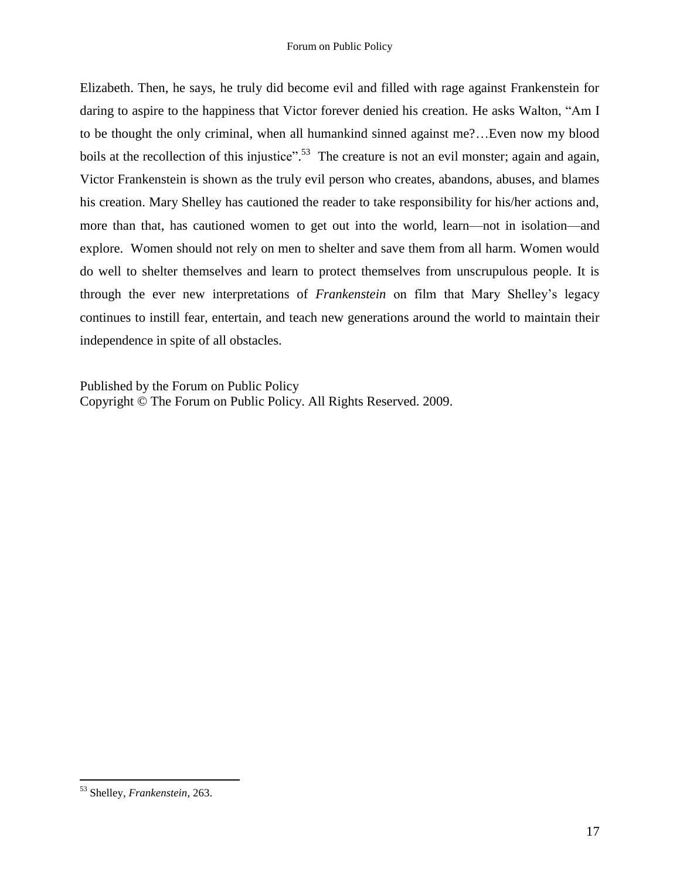Elizabeth. Then, he says, he truly did become evil and filled with rage against Frankenstein for daring to aspire to the happiness that Victor forever denied his creation. He asks Walton, "Am I to be thought the only criminal, when all humankind sinned against me?…Even now my blood boils at the recollection of this injustice".[53] The creature is not an evil monster; again and again, Victor Frankenstein is shown as the truly evil person who creates, abandons, abuses, and blames his creation. Mary Shelley has cautioned the reader to take responsibility for his/her actions and, more than that, has cautioned women to get out into the world, learn—not in isolation—and explore. Women should not rely on men to shelter and save them from all harm. Women would do well to shelter themselves and learn to protect themselves from unscrupulous people. It is through the ever new interpretations of *Frankenstein* on film that Mary Shelley's legacy continues to instill fear, entertain, and teach new generations around the world to maintain their independence in spite of all obstacles.

Published by the Forum on Public Policy
Copyright © The Forum on Public Policy. All Rights Reserved. 2009.

[53] Shelley, *Frankenstein*, 263.